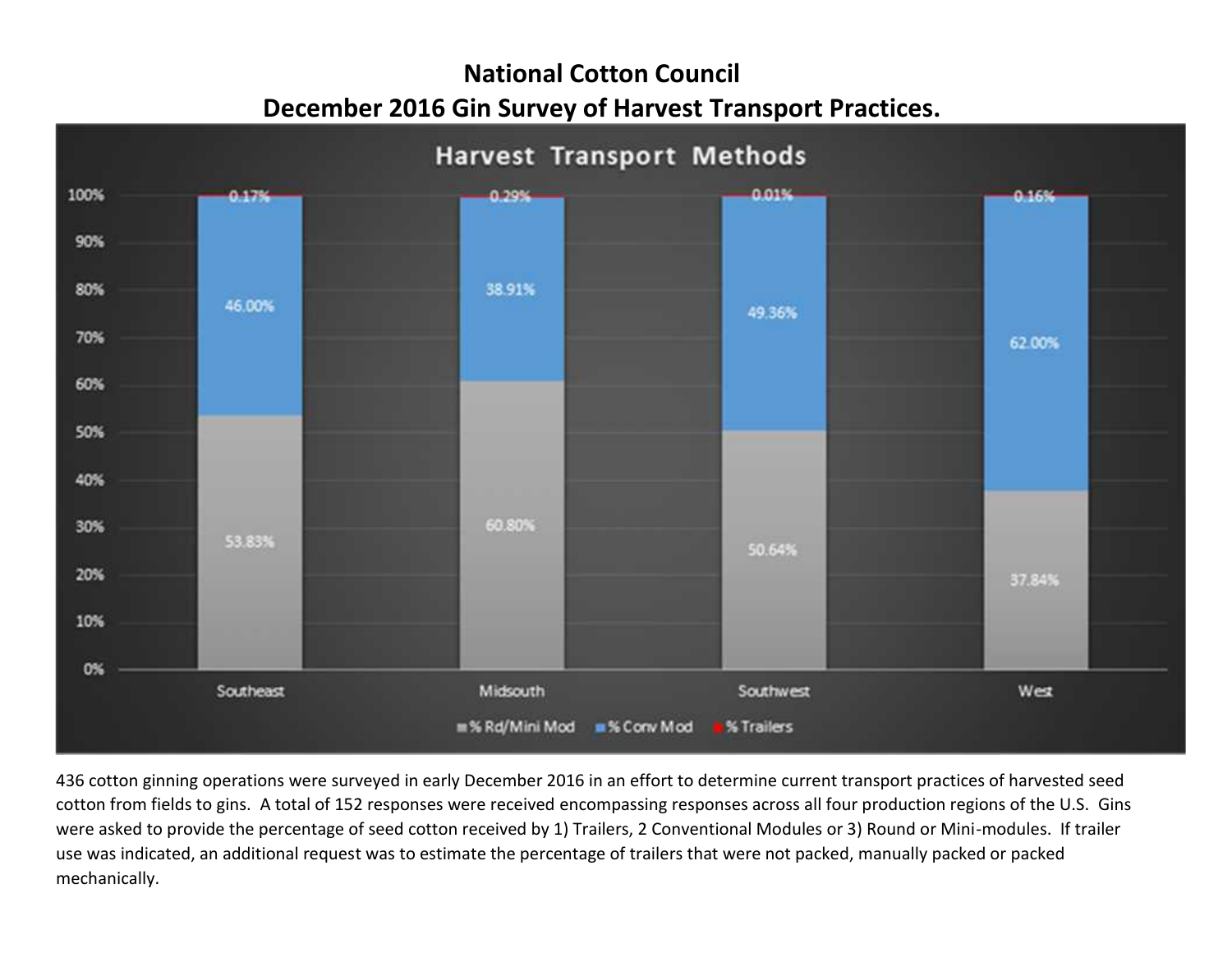# National Cotton Council

## December 2016 Gin Survey of Harvest Transport Practices.

**Harvest Transport Methods**

| Region | % Rd/Mini Mod | % Conv Mod | % Trailers |
|---|---|---|---|
| Southeast | 53.83% | 46.00% | 0.17% |
| Midsouth | 60.80% | 38.91% | 0.29% |
| Southwest | 50.64% | 49.36% | 0.01% |
| West | 37.84% | 62.00% | 0.16% |

436 cotton ginning operations were surveyed in early December 2016 in an effort to determine current transport practices of harvested seed cotton from fields to gins. A total of 152 responses were received encompassing responses across all four production regions of the U.S. Gins were asked to provide the percentage of seed cotton received by 1) Trailers, 2 Conventional Modules or 3) Round or Mini-modules. If trailer use was indicated, an additional request was to estimate the percentage of trailers that were not packed, manually packed or packed mechanically.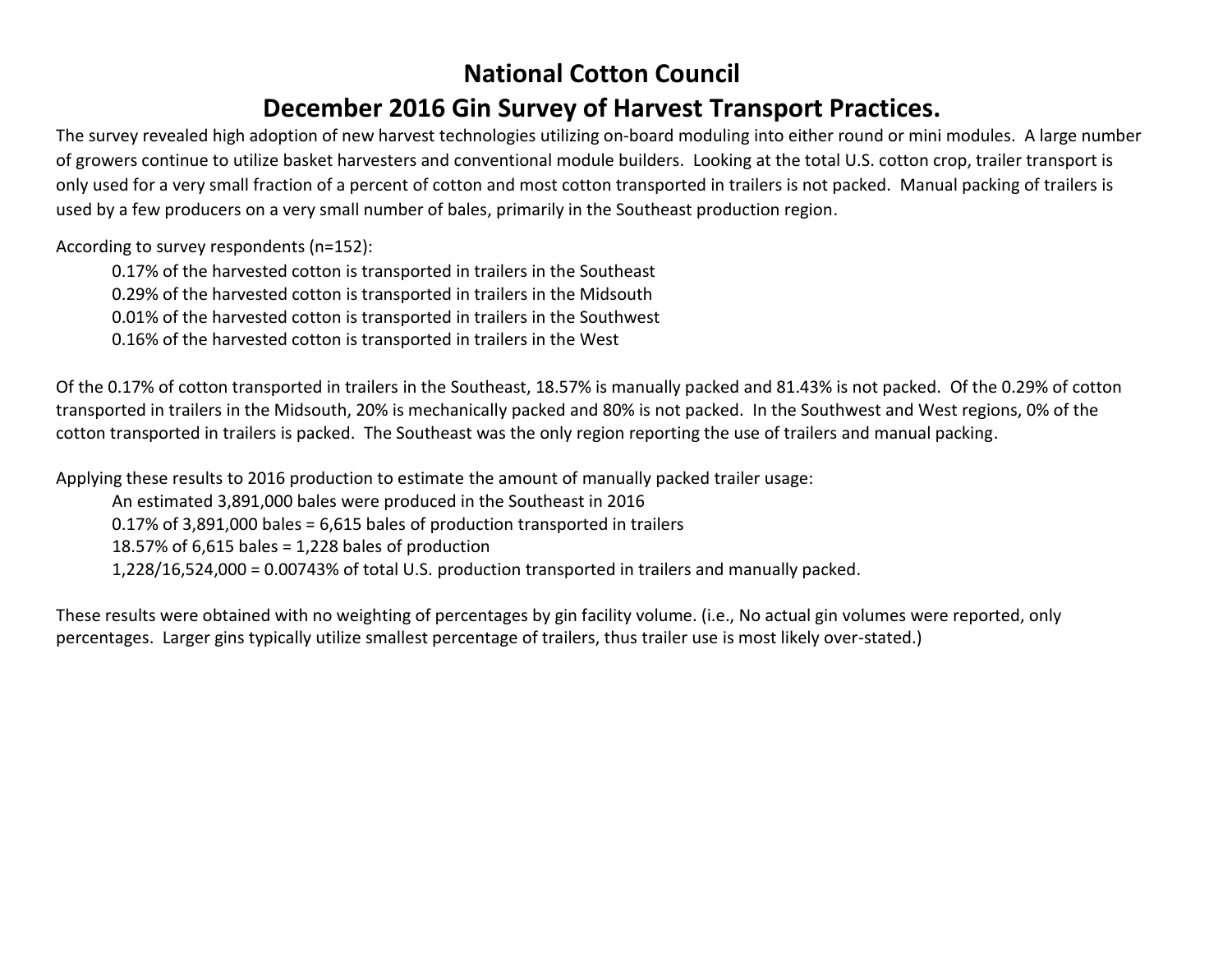# National Cotton Council

## December 2016 Gin Survey of Harvest Transport Practices.

The survey revealed high adoption of new harvest technologies utilizing on-board moduling into either round or mini modules. A large number of growers continue to utilize basket harvesters and conventional module builders. Looking at the total U.S. cotton crop, trailer transport is only used for a very small fraction of a percent of cotton and most cotton transported in trailers is not packed. Manual packing of trailers is used by a few producers on a very small number of bales, primarily in the Southeast production region.

According to survey respondents (n=152):

- 0.17% of the harvested cotton is transported in trailers in the Southeast
- 0.29% of the harvested cotton is transported in trailers in the Midsouth
- 0.01% of the harvested cotton is transported in trailers in the Southwest
- 0.16% of the harvested cotton is transported in trailers in the West

Of the 0.17% of cotton transported in trailers in the Southeast, 18.57% is manually packed and 81.43% is not packed. Of the 0.29% of cotton transported in trailers in the Midsouth, 20% is mechanically packed and 80% is not packed. In the Southwest and West regions, 0% of the cotton transported in trailers is packed. The Southeast was the only region reporting the use of trailers and manual packing.

Applying these results to 2016 production to estimate the amount of manually packed trailer usage:

- An estimated 3,891,000 bales were produced in the Southeast in 2016
- 0.17% of 3,891,000 bales = 6,615 bales of production transported in trailers
- 18.57% of 6,615 bales = 1,228 bales of production
- 1,228/16,524,000 = 0.00743% of total U.S. production transported in trailers and manually packed.

These results were obtained with no weighting of percentages by gin facility volume. (i.e., No actual gin volumes were reported, only percentages. Larger gins typically utilize smallest percentage of trailers, thus trailer use is most likely over-stated.)